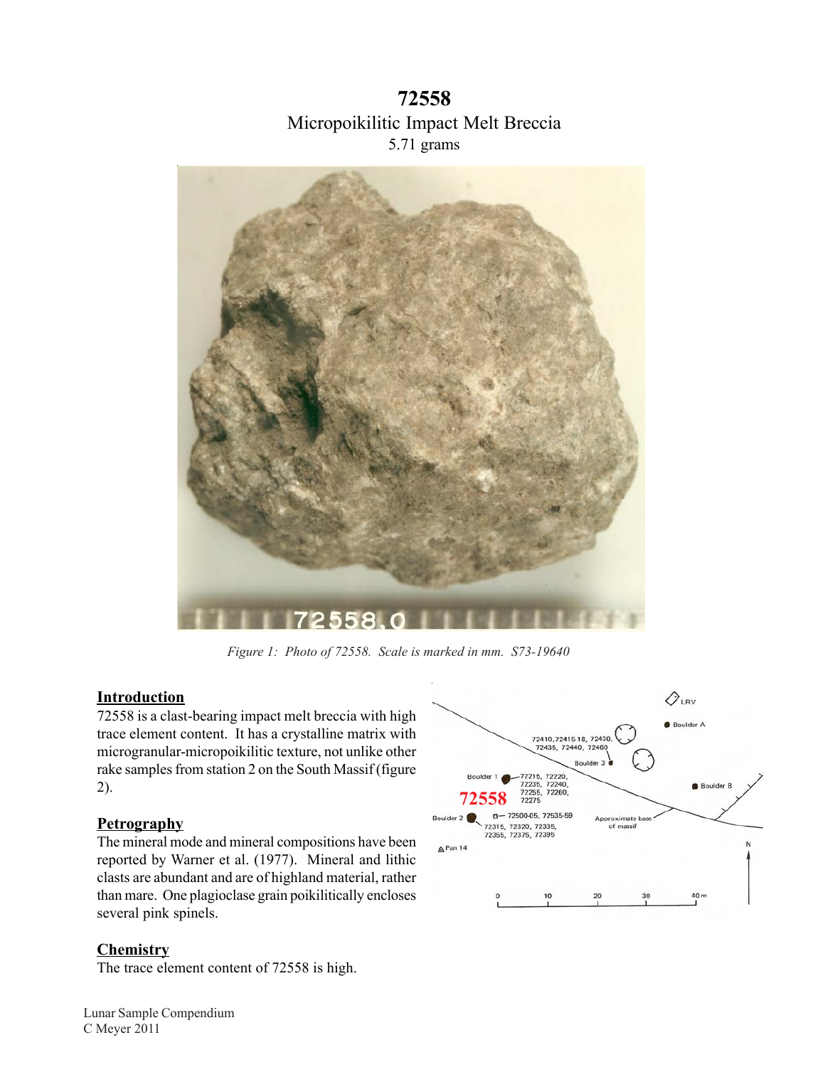# 72558

## Micropoikilitic Impact Melt Breccia

5.71 grams

*Figure 1: Photo of 72558. Scale is marked in mm. S73-19640*

## Introduction

72558 is a clast-bearing impact melt breccia with high trace element content. It has a crystalline matrix with microgranular-micropoikilitic texture, not unlike other rake samples from station 2 on the South Massif (figure 2).

## Petrography

The mineral mode and mineral compositions have been reported by Warner et al. (1977). Mineral and lithic clasts are abundant and are of highland material, rather than mare. One plagioclase grain poikilitically encloses several pink spinels.

## Chemistry

The trace element content of 72558 is high.

Lunar Sample Compendium
C Meyer 2011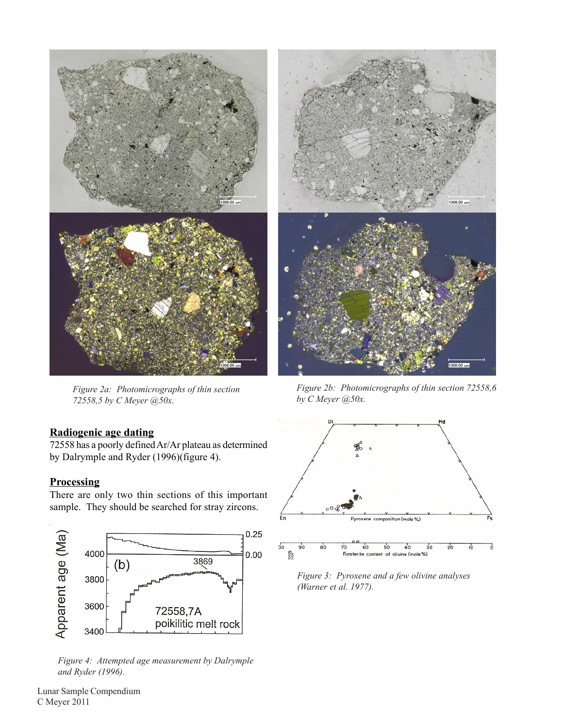*Figure 2a: Photomicrographs of thin section 72558,5 by C Meyer @50x.*

*Figure 2b: Photomicrographs of thin section 72558,6 by C Meyer @50x.*

## Radiogenic age dating

72558 has a poorly defined Ar/Ar plateau as determined by Dalrymple and Ryder (1996)(figure 4).

## Processing

There are only two thin sections of this important sample. They should be searched for stray zircons.

*Figure 4: Attempted age measurement by Dalrymple and Ryder (1996).*

*Figure 3: Pyroxene and a few olivine analyses (Warner et al. 1977).*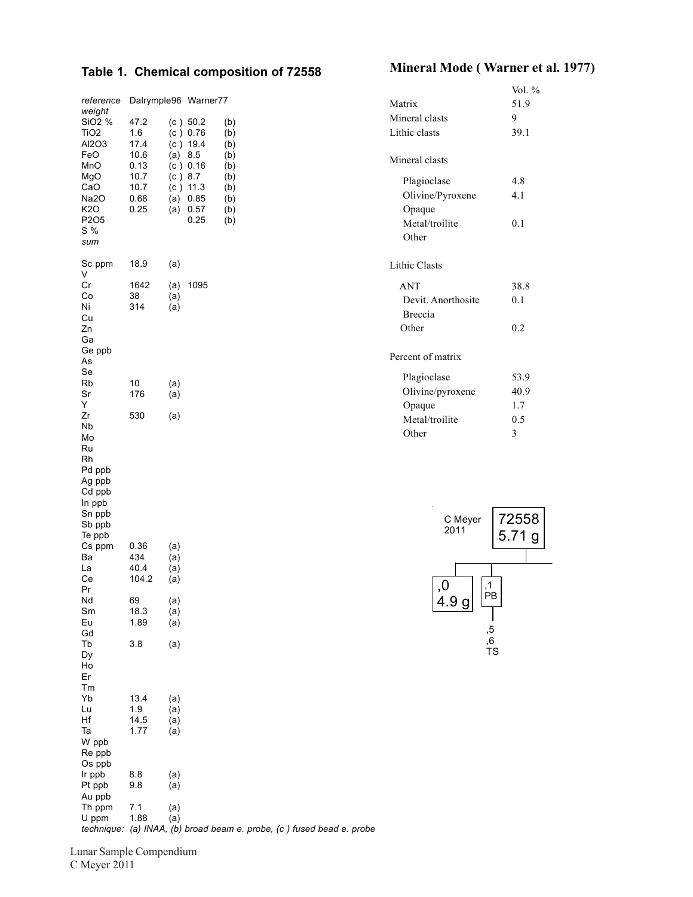## Table 1. Chemical composition of 72558

| reference | Dalrymple96 | | Warner77 | |
|---|---|---|---|---|
| *weight* | | | | |
| SiO2 % | 47.2 | (c) | 50.2 | (b) |
| TiO2 | 1.6 | (c) | 0.76 | (b) |
| Al2O3 | 17.4 | (c) | 19.4 | (b) |
| FeO | 10.6 | (a) | 8.5 | (b) |
| MnO | 0.13 | (c) | 0.16 | (b) |
| MgO | 10.7 | (c) | 8.7 | (b) |
| CaO | 10.7 | (c) | 11.3 | (b) |
| Na2O | 0.68 | (a) | 0.85 | (b) |
| K2O | 0.25 | (a) | 0.57 | (b) |
| P2O5 | | | 0.25 | (b) |
| S % | | | | |
| *sum* | | | | |
| Sc ppm | 18.9 | (a) | | |
| V | | | | |
| Cr | 1642 | (a) | 1095 | |
| Co | 38 | (a) | | |
| Ni | 314 | (a) | | |
| Cu | | | | |
| Zn | | | | |
| Ga | | | | |
| Ge ppb | | | | |
| As | | | | |
| Se | | | | |
| Rb | 10 | (a) | | |
| Sr | 176 | (a) | | |
| Y | | | | |
| Zr | 530 | (a) | | |
| Nb | | | | |
| Mo | | | | |
| Ru | | | | |
| Rh | | | | |
| Pd ppb | | | | |
| Ag ppb | | | | |
| Cd ppb | | | | |
| In ppb | | | | |
| Sn ppb | | | | |
| Sb ppb | | | | |
| Te ppb | | | | |
| Cs ppm | 0.36 | (a) | | |
| Ba | 434 | (a) | | |
| La | 40.4 | (a) | | |
| Ce | 104.2 | (a) | | |
| Pr | | | | |
| Nd | 69 | (a) | | |
| Sm | 18.3 | (a) | | |
| Eu | 1.89 | (a) | | |
| Gd | | | | |
| Tb | 3.8 | (a) | | |
| Dy | | | | |
| Ho | | | | |
| Er | | | | |
| Tm | | | | |
| Yb | 13.4 | (a) | | |
| Lu | 1.9 | (a) | | |
| Hf | 14.5 | (a) | | |
| Ta | 1.77 | (a) | | |
| W ppb | | | | |
| Re ppb | | | | |
| Os ppb | | | | |
| Ir ppb | 8.8 | (a) | | |
| Pt ppb | 9.8 | (a) | | |
| Au ppb | | | | |
| Th ppm | 7.1 | (a) | | |
| U ppm | 1.88 | (a) | | |

*technique: (a) INAA, (b) broad beam e. probe, (c ) fused bead e. probe*

## Mineral Mode ( Warner et al. 1977)

| | Vol. % |
|---|---|
| Matrix | 51.9 |
| Mineral clasts | 9 |
| Lithic clasts | 39.1 |
| **Mineral clasts** | |
| Plagioclase | 4.8 |
| Olivine/Pyroxene | 4.1 |
| Opaque | |
| Metal/troilite | 0.1 |
| Other | |
| **Lithic Clasts** | |
| ANT | 38.8 |
| Devit. Anorthosite | 0.1 |
| Breccia | |
| Other | 0.2 |
| **Percent of matrix** | |
| Plagioclase | 53.9 |
| Olivine/pyroxene | 40.9 |
| Opaque | 1.7 |
| Metal/troilite | 0.5 |
| Other | 3 |

C Meyer 2011

72558
5.71 g

,0
4.9 g

,1
PB

,5
,6
TS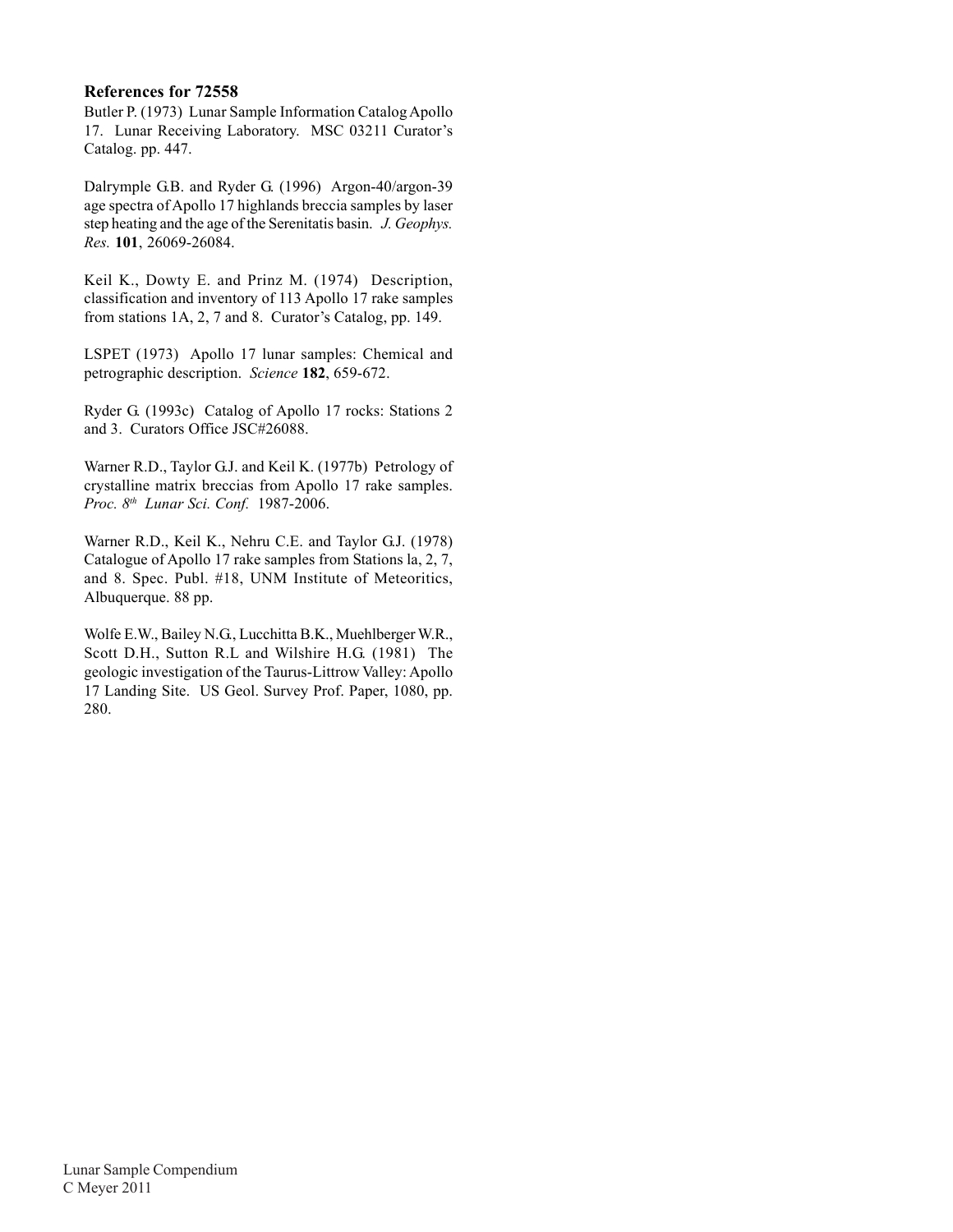**References for 72558**

Butler P. (1973) Lunar Sample Information Catalog Apollo 17. Lunar Receiving Laboratory. MSC 03211 Curator's Catalog. pp. 447.

Dalrymple G.B. and Ryder G. (1996) Argon-40/argon-39 age spectra of Apollo 17 highlands breccia samples by laser step heating and the age of the Serenitatis basin. *J. Geophys. Res.* **101**, 26069-26084.

Keil K., Dowty E. and Prinz M. (1974) Description, classification and inventory of 113 Apollo 17 rake samples from stations 1A, 2, 7 and 8. Curator's Catalog, pp. 149.

LSPET (1973) Apollo 17 lunar samples: Chemical and petrographic description. *Science* **182**, 659-672.

Ryder G. (1993c) Catalog of Apollo 17 rocks: Stations 2 and 3. Curators Office JSC#26088.

Warner R.D., Taylor G.J. and Keil K. (1977b) Petrology of crystalline matrix breccias from Apollo 17 rake samples. *Proc. 8th Lunar Sci. Conf.* 1987-2006.

Warner R.D., Keil K., Nehru C.E. and Taylor G.J. (1978) Catalogue of Apollo 17 rake samples from Stations la, 2, 7, and 8. Spec. Publ. #18, UNM Institute of Meteoritics, Albuquerque. 88 pp.

Wolfe E.W., Bailey N.G., Lucchitta B.K., Muehlberger W.R., Scott D.H., Sutton R.L and Wilshire H.G. (1981) The geologic investigation of the Taurus-Littrow Valley: Apollo 17 Landing Site. US Geol. Survey Prof. Paper, 1080, pp. 280.